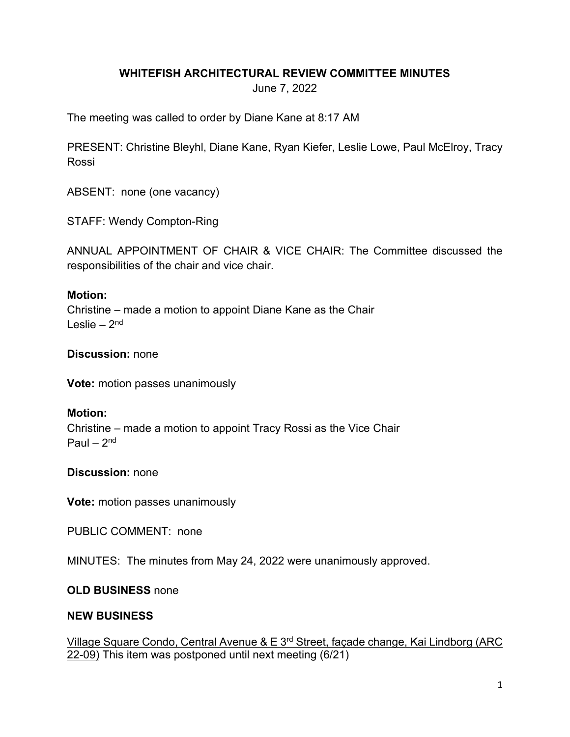**WHITEFISH ARCHITECTURAL REVIEW COMMITTEE MINUTES**

June 7, 2022

The meeting was called to order by Diane Kane at 8:17 AM

PRESENT: Christine Bleyhl, Diane Kane, Ryan Kiefer, Leslie Lowe, Paul McElroy, Tracy Rossi

ABSENT: none (one vacancy)

STAFF: Wendy Compton-Ring

ANNUAL APPOINTMENT OF CHAIR & VICE CHAIR: The Committee discussed the responsibilities of the chair and vice chair.

**Motion:**
Christine – made a motion to appoint Diane Kane as the Chair
Leslie – 2nd

**Discussion:** none

**Vote:** motion passes unanimously

**Motion:**
Christine – made a motion to appoint Tracy Rossi as the Vice Chair
Paul – 2nd

**Discussion:** none

**Vote:** motion passes unanimously

PUBLIC COMMENT: none

MINUTES: The minutes from May 24, 2022 were unanimously approved.

**OLD BUSINESS** none

**NEW BUSINESS**

Village Square Condo, Central Avenue & E 3rd Street, façade change, Kai Lindborg (ARC 22-09) This item was postponed until next meeting (6/21)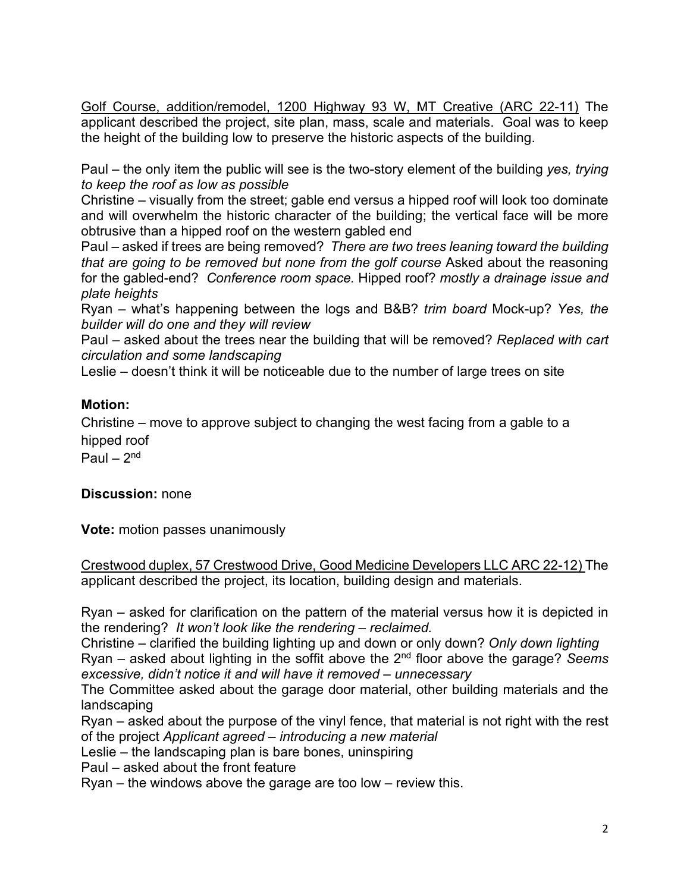<u>Golf Course, addition/remodel, 1200 Highway 93 W, MT Creative (ARC 22-11)</u> The applicant described the project, site plan, mass, scale and materials. Goal was to keep the height of the building low to preserve the historic aspects of the building.

Paul – the only item the public will see is the two-story element of the building *yes, trying to keep the roof as low as possible*
Christine – visually from the street; gable end versus a hipped roof will look too dominate and will overwhelm the historic character of the building; the vertical face will be more obtrusive than a hipped roof on the western gabled end
Paul – asked if trees are being removed? *There are two trees leaning toward the building that are going to be removed but none from the golf course* Asked about the reasoning for the gabled-end? *Conference room space.* Hipped roof? *mostly a drainage issue and plate heights*
Ryan – what's happening between the logs and B&B? *trim board* Mock-up? *Yes, the builder will do one and they will review*
Paul – asked about the trees near the building that will be removed? *Replaced with cart circulation and some landscaping*
Leslie – doesn't think it will be noticeable due to the number of large trees on site

**Motion:**

Christine – move to approve subject to changing the west facing from a gable to a hipped roof
Paul – 2nd

**Discussion:** none

**Vote:** motion passes unanimously

<u>Crestwood duplex, 57 Crestwood Drive, Good Medicine Developers LLC ARC 22-12)</u> The applicant described the project, its location, building design and materials.

Ryan – asked for clarification on the pattern of the material versus how it is depicted in the rendering? *It won't look like the rendering – reclaimed.*
Christine – clarified the building lighting up and down or only down? *Only down lighting*
Ryan – asked about lighting in the soffit above the 2nd floor above the garage? *Seems excessive, didn't notice it and will have it removed – unnecessary*
The Committee asked about the garage door material, other building materials and the landscaping
Ryan – asked about the purpose of the vinyl fence, that material is not right with the rest of the project *Applicant agreed – introducing a new material*
Leslie – the landscaping plan is bare bones, uninspiring
Paul – asked about the front feature
Ryan – the windows above the garage are too low – review this.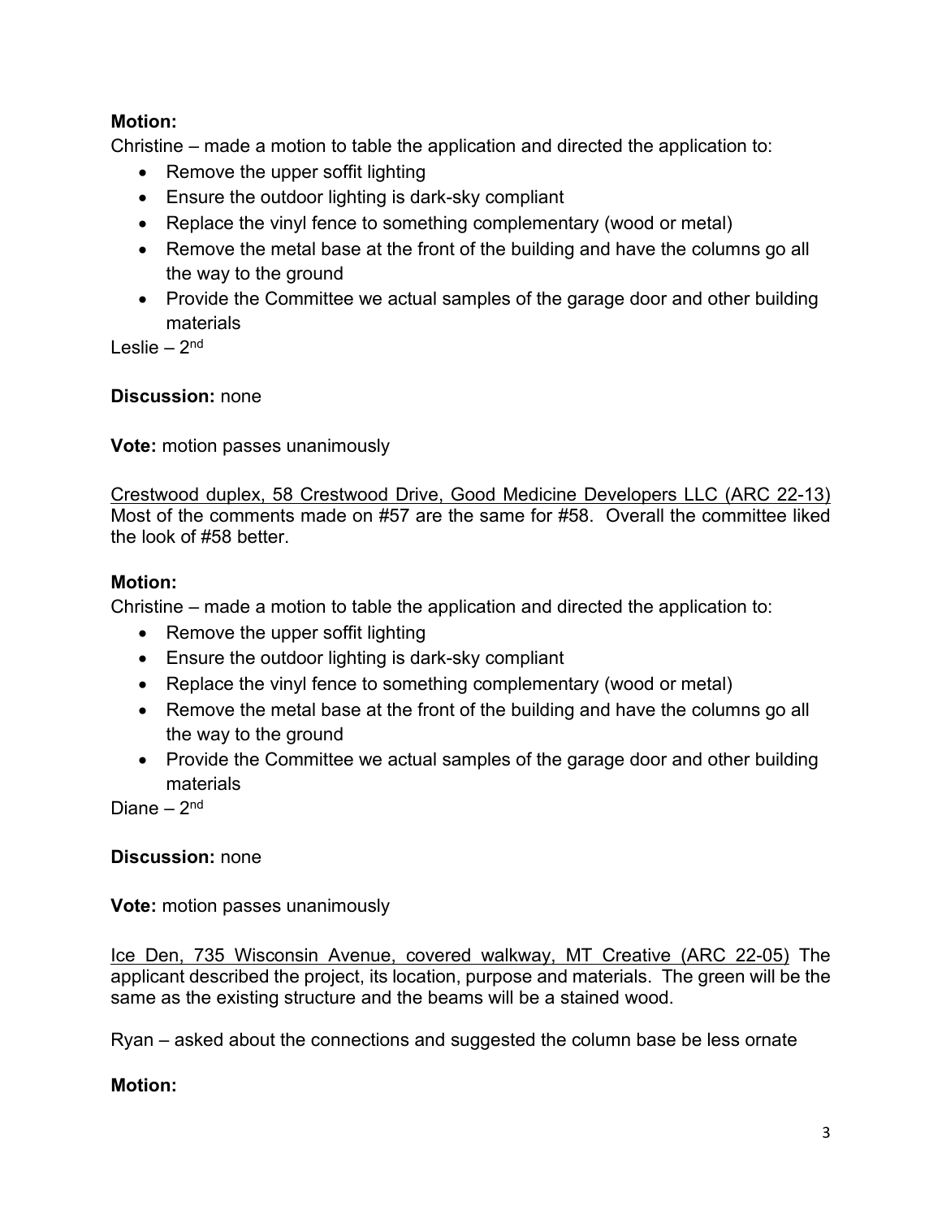**Motion:**
Christine – made a motion to table the application and directed the application to:

- Remove the upper soffit lighting
- Ensure the outdoor lighting is dark-sky compliant
- Replace the vinyl fence to something complementary (wood or metal)
- Remove the metal base at the front of the building and have the columns go all the way to the ground
- Provide the Committee we actual samples of the garage door and other building materials

Leslie – 2nd

**Discussion:** none

**Vote:** motion passes unanimously

<u>Crestwood duplex, 58 Crestwood Drive, Good Medicine Developers LLC (ARC 22-13)</u> Most of the comments made on #57 are the same for #58. Overall the committee liked the look of #58 better.

**Motion:**
Christine – made a motion to table the application and directed the application to:

- Remove the upper soffit lighting
- Ensure the outdoor lighting is dark-sky compliant
- Replace the vinyl fence to something complementary (wood or metal)
- Remove the metal base at the front of the building and have the columns go all the way to the ground
- Provide the Committee we actual samples of the garage door and other building materials

Diane – 2nd

**Discussion:** none

**Vote:** motion passes unanimously

<u>Ice Den, 735 Wisconsin Avenue, covered walkway, MT Creative (ARC 22-05)</u> The applicant described the project, its location, purpose and materials. The green will be the same as the existing structure and the beams will be a stained wood.

Ryan – asked about the connections and suggested the column base be less ornate

**Motion:**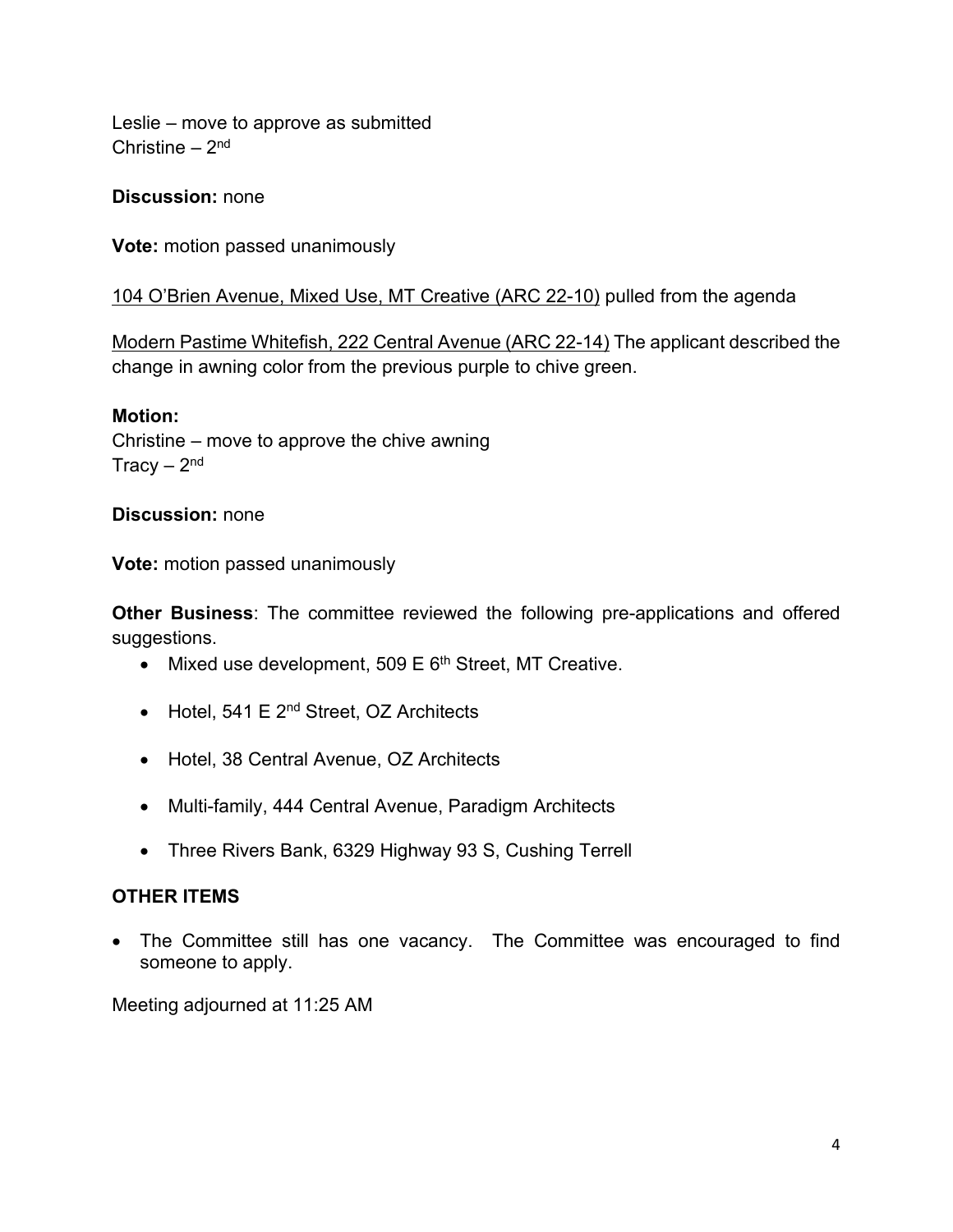Leslie – move to approve as submitted
Christine – 2nd

**Discussion:** none

**Vote:** motion passed unanimously

104 O'Brien Avenue, Mixed Use, MT Creative (ARC 22-10) pulled from the agenda

Modern Pastime Whitefish, 222 Central Avenue (ARC 22-14) The applicant described the change in awning color from the previous purple to chive green.

**Motion:**
Christine – move to approve the chive awning
Tracy – 2nd

**Discussion:** none

**Vote:** motion passed unanimously

**Other Business**: The committee reviewed the following pre-applications and offered suggestions.

- Mixed use development, 509 E 6th Street, MT Creative.
- Hotel, 541 E 2nd Street, OZ Architects
- Hotel, 38 Central Avenue, OZ Architects
- Multi-family, 444 Central Avenue, Paradigm Architects
- Three Rivers Bank, 6329 Highway 93 S, Cushing Terrell

**OTHER ITEMS**

- The Committee still has one vacancy. The Committee was encouraged to find someone to apply.

Meeting adjourned at 11:25 AM